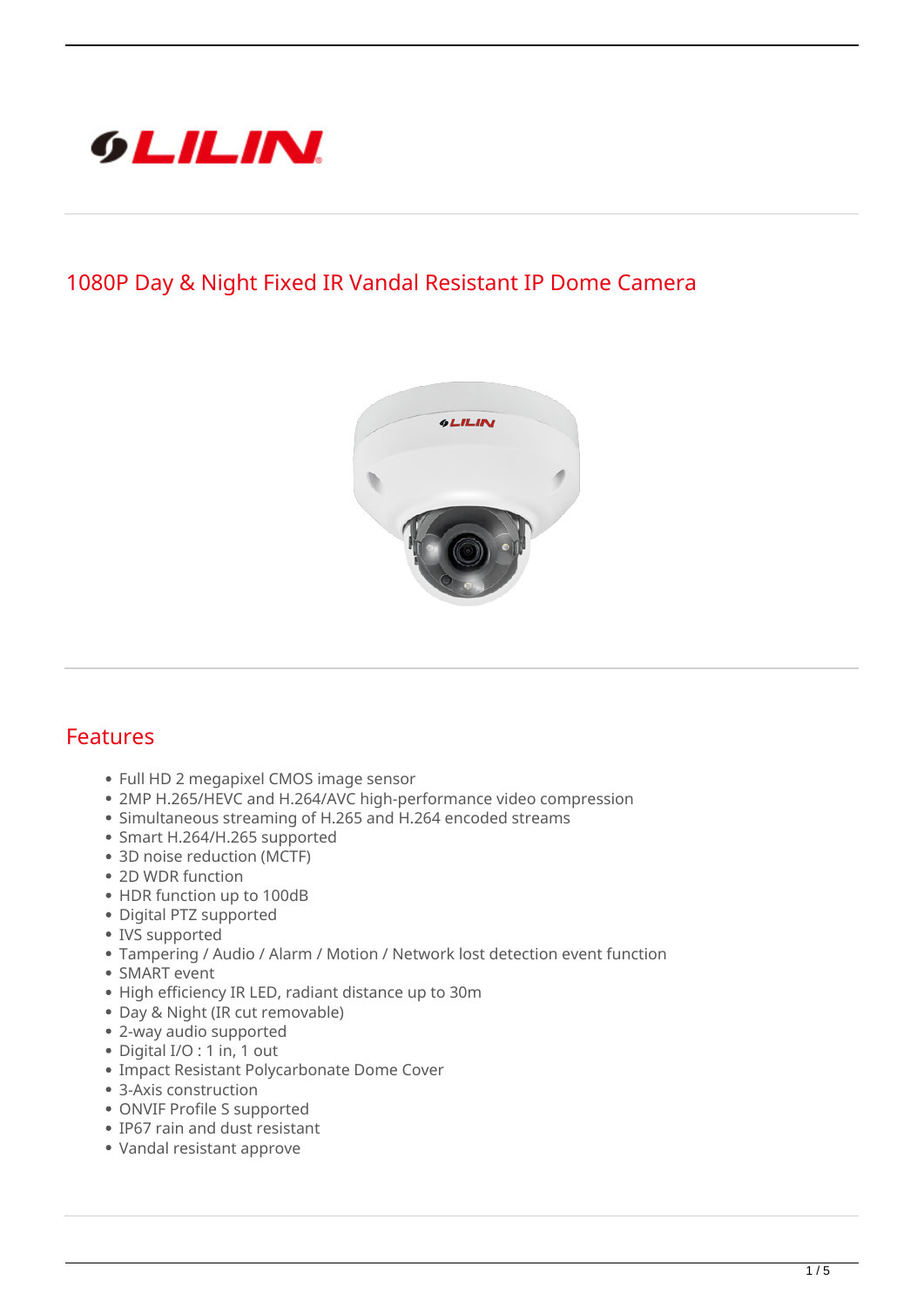# 1080P Day & Night Fixed IR Vandal Resistant IP Dome Camera

## Features

- Full HD 2 megapixel CMOS image sensor
- 2MP H.265/HEVC and H.264/AVC high-performance video compression
- Simultaneous streaming of H.265 and H.264 encoded streams
- Smart H.264/H.265 supported
- 3D noise reduction (MCTF)
- 2D WDR function
- HDR function up to 100dB
- Digital PTZ supported
- IVS supported
- Tampering / Audio / Alarm / Motion / Network lost detection event function
- SMART event
- High efficiency IR LED, radiant distance up to 30m
- Day & Night (IR cut removable)
- 2-way audio supported
- Digital I/O : 1 in, 1 out
- Impact Resistant Polycarbonate Dome Cover
- 3-Axis construction
- ONVIF Profile S supported
- IP67 rain and dust resistant
- Vandal resistant approve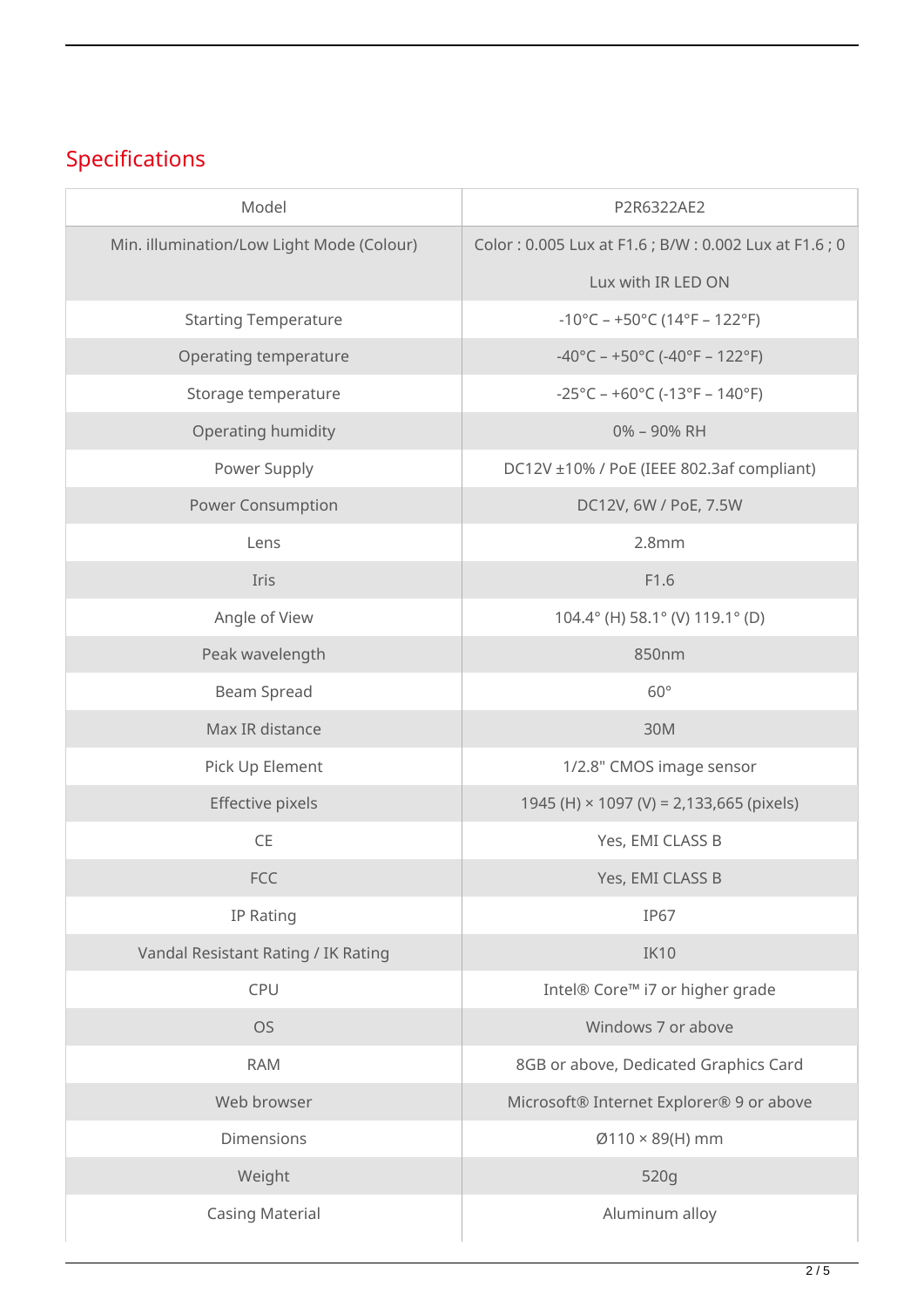## Specifications

| Model | P2R6322AE2 |
|---|---|
| Min. illumination/Low Light Mode (Colour) | Color : 0.005 Lux at F1.6 ; B/W : 0.002 Lux at F1.6 ; 0 Lux with IR LED ON |
| Starting Temperature | -10°C – +50°C (14°F – 122°F) |
| Operating temperature | -40°C – +50°C (-40°F – 122°F) |
| Storage temperature | -25°C – +60°C (-13°F – 140°F) |
| Operating humidity | 0% – 90% RH |
| Power Supply | DC12V ±10% / PoE (IEEE 802.3af compliant) |
| Power Consumption | DC12V, 6W / PoE, 7.5W |
| Lens | 2.8mm |
| Iris | F1.6 |
| Angle of View | 104.4° (H) 58.1° (V) 119.1° (D) |
| Peak wavelength | 850nm |
| Beam Spread | 60° |
| Max IR distance | 30M |
| Pick Up Element | 1/2.8" CMOS image sensor |
| Effective pixels | 1945 (H) × 1097 (V) = 2,133,665 (pixels) |
| CE | Yes, EMI CLASS B |
| FCC | Yes, EMI CLASS B |
| IP Rating | IP67 |
| Vandal Resistant Rating / IK Rating | IK10 |
| CPU | Intel® Core™ i7 or higher grade |
| OS | Windows 7 or above |
| RAM | 8GB or above, Dedicated Graphics Card |
| Web browser | Microsoft® Internet Explorer® 9 or above |
| Dimensions | Ø110 × 89(H) mm |
| Weight | 520g |
| Casing Material | Aluminum alloy |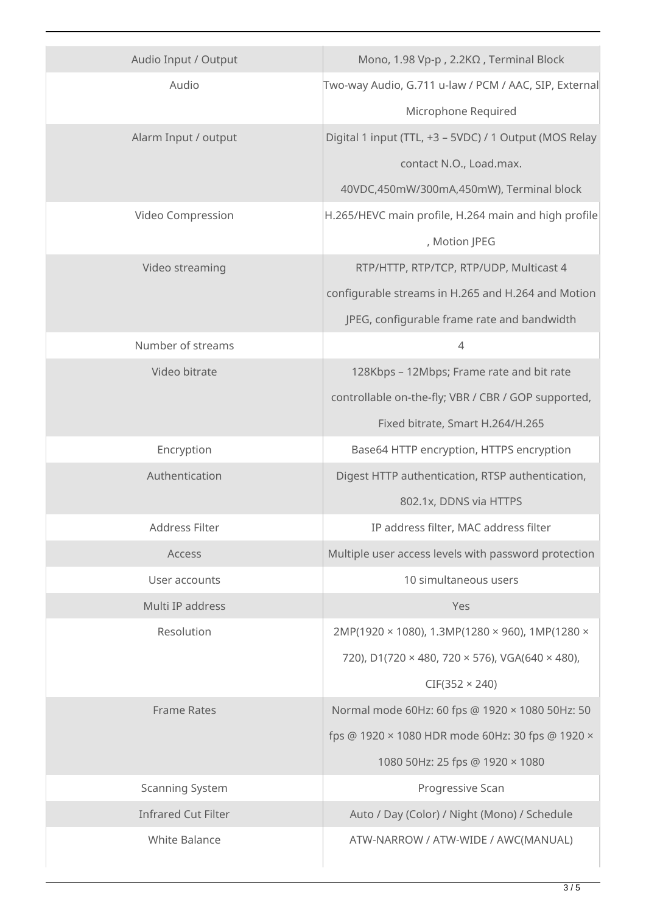| | |
|---|---|
| Audio Input / Output | Mono, 1.98 Vp-p , 2.2KΩ , Terminal Block |
| Audio | Two-way Audio, G.711 u-law / PCM / AAC, SIP, External Microphone Required |
| Alarm Input / output | Digital 1 input (TTL, +3 – 5VDC) / 1 Output (MOS Relay contact N.O., Load.max. 40VDC,450mW/300mA,450mW), Terminal block |
| Video Compression | H.265/HEVC main profile, H.264 main and high profile , Motion JPEG |
| Video streaming | RTP/HTTP, RTP/TCP, RTP/UDP, Multicast 4 configurable streams in H.265 and H.264 and Motion JPEG, configurable frame rate and bandwidth |
| Number of streams | 4 |
| Video bitrate | 128Kbps – 12Mbps; Frame rate and bit rate controllable on-the-fly; VBR / CBR / GOP supported, Fixed bitrate, Smart H.264/H.265 |
| Encryption | Base64 HTTP encryption, HTTPS encryption |
| Authentication | Digest HTTP authentication, RTSP authentication, 802.1x, DDNS via HTTPS |
| Address Filter | IP address filter, MAC address filter |
| Access | Multiple user access levels with password protection |
| User accounts | 10 simultaneous users |
| Multi IP address | Yes |
| Resolution | 2MP(1920 × 1080), 1.3MP(1280 × 960), 1MP(1280 × 720), D1(720 × 480, 720 × 576), VGA(640 × 480), CIF(352 × 240) |
| Frame Rates | Normal mode 60Hz: 60 fps @ 1920 × 1080 50Hz: 50 fps @ 1920 × 1080 HDR mode 60Hz: 30 fps @ 1920 × 1080 50Hz: 25 fps @ 1920 × 1080 |
| Scanning System | Progressive Scan |
| Infrared Cut Filter | Auto / Day (Color) / Night (Mono) / Schedule |
| White Balance | ATW-NARROW / ATW-WIDE / AWC(MANUAL) |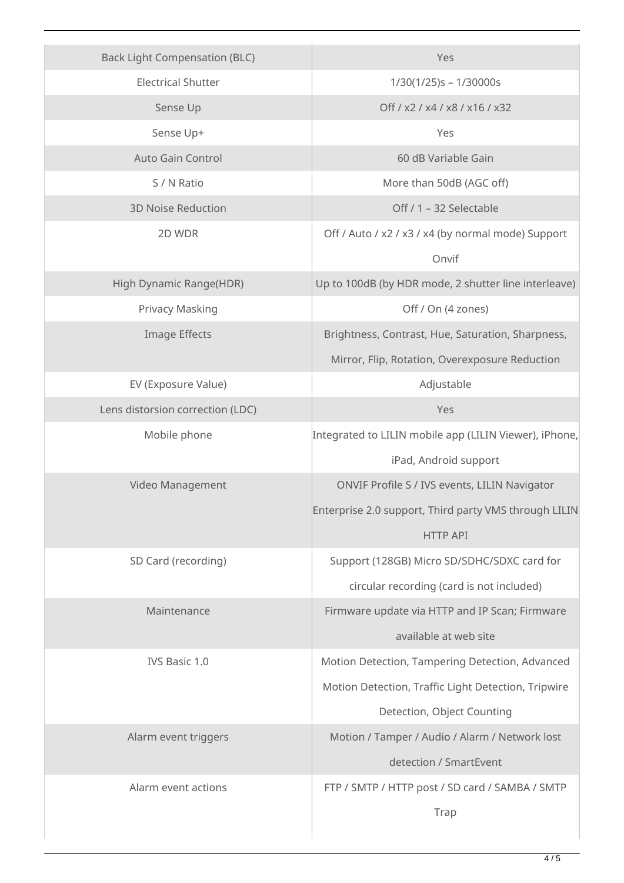| | |
|---|---|
| Back Light Compensation (BLC) | Yes |
| Electrical Shutter | 1/30(1/25)s – 1/30000s |
| Sense Up | Off / x2 / x4 / x8 / x16 / x32 |
| Sense Up+ | Yes |
| Auto Gain Control | 60 dB Variable Gain |
| S / N Ratio | More than 50dB (AGC off) |
| 3D Noise Reduction | Off / 1 – 32 Selectable |
| 2D WDR | Off / Auto / x2 / x3 / x4 (by normal mode) Support Onvif |
| High Dynamic Range(HDR) | Up to 100dB (by HDR mode, 2 shutter line interleave) |
| Privacy Masking | Off / On (4 zones) |
| Image Effects | Brightness, Contrast, Hue, Saturation, Sharpness, Mirror, Flip, Rotation, Overexposure Reduction |
| EV (Exposure Value) | Adjustable |
| Lens distorsion correction (LDC) | Yes |
| Mobile phone | Integrated to LILIN mobile app (LILIN Viewer), iPhone, iPad, Android support |
| Video Management | ONVIF Profile S / IVS events, LILIN Navigator Enterprise 2.0 support, Third party VMS through LILIN HTTP API |
| SD Card (recording) | Support (128GB) Micro SD/SDHC/SDXC card for circular recording (card is not included) |
| Maintenance | Firmware update via HTTP and IP Scan; Firmware available at web site |
| IVS Basic 1.0 | Motion Detection, Tampering Detection, Advanced Motion Detection, Traffic Light Detection, Tripwire Detection, Object Counting |
| Alarm event triggers | Motion / Tamper / Audio / Alarm / Network lost detection / SmartEvent |
| Alarm event actions | FTP / SMTP / HTTP post / SD card / SAMBA / SMTP Trap |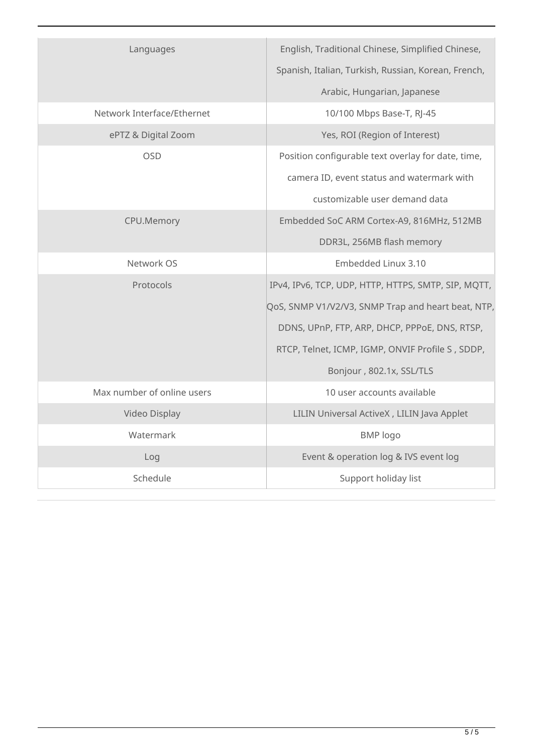| | |
|---|---|
| Languages | English, Traditional Chinese, Simplified Chinese, Spanish, Italian, Turkish, Russian, Korean, French, Arabic, Hungarian, Japanese |
| Network Interface/Ethernet | 10/100 Mbps Base-T, RJ-45 |
| ePTZ & Digital Zoom | Yes, ROI (Region of Interest) |
| OSD | Position configurable text overlay for date, time, camera ID, event status and watermark with customizable user demand data |
| CPU.Memory | Embedded SoC ARM Cortex-A9, 816MHz, 512MB DDR3L, 256MB flash memory |
| Network OS | Embedded Linux 3.10 |
| Protocols | IPv4, IPv6, TCP, UDP, HTTP, HTTPS, SMTP, SIP, MQTT, QoS, SNMP V1/V2/V3, SNMP Trap and heart beat, NTP, DDNS, UPnP, FTP, ARP, DHCP, PPPoE, DNS, RTSP, RTCP, Telnet, ICMP, IGMP, ONVIF Profile S , SDDP, Bonjour , 802.1x, SSL/TLS |
| Max number of online users | 10 user accounts available |
| Video Display | LILIN Universal ActiveX , LILIN Java Applet |
| Watermark | BMP logo |
| Log | Event & operation log & IVS event log |
| Schedule | Support holiday list |